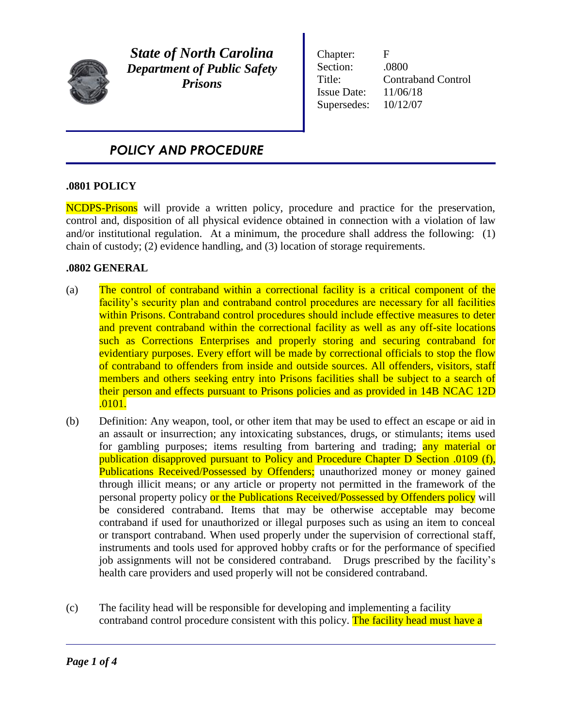**State of North Carolina**
***Department of Public Safety***
***Prisons***

| | |
|---|---|
| Chapter: | F |
| Section: | .0800 |
| Title: | Contraband Control |
| Issue Date: | 11/06/18 |
| Supersedes: | 10/12/07 |

## *POLICY AND PROCEDURE*

### .0801 POLICY

NCDPS-Prisons will provide a written policy, procedure and practice for the preservation, control and, disposition of all physical evidence obtained in connection with a violation of law and/or institutional regulation. At a minimum, the procedure shall address the following: (1) chain of custody; (2) evidence handling, and (3) location of storage requirements.

### .0802 GENERAL

(a) The control of contraband within a correctional facility is a critical component of the facility's security plan and contraband control procedures are necessary for all facilities within Prisons. Contraband control procedures should include effective measures to deter and prevent contraband within the correctional facility as well as any off-site locations such as Corrections Enterprises and properly storing and securing contraband for evidentiary purposes. Every effort will be made by correctional officials to stop the flow of contraband to offenders from inside and outside sources. All offenders, visitors, staff members and others seeking entry into Prisons facilities shall be subject to a search of their person and effects pursuant to Prisons policies and as provided in 14B NCAC 12D .0101.

(b) Definition: Any weapon, tool, or other item that may be used to effect an escape or aid in an assault or insurrection; any intoxicating substances, drugs, or stimulants; items used for gambling purposes; items resulting from bartering and trading; any material or publication disapproved pursuant to Policy and Procedure Chapter D Section .0109 (f), Publications Received/Possessed by Offenders; unauthorized money or money gained through illicit means; or any article or property not permitted in the framework of the personal property policy or the Publications Received/Possessed by Offenders policy will be considered contraband. Items that may be otherwise acceptable may become contraband if used for unauthorized or illegal purposes such as using an item to conceal or transport contraband. When used properly under the supervision of correctional staff, instruments and tools used for approved hobby crafts or for the performance of specified job assignments will not be considered contraband. Drugs prescribed by the facility's health care providers and used properly will not be considered contraband.

(c) The facility head will be responsible for developing and implementing a facility contraband control procedure consistent with this policy. The facility head must have a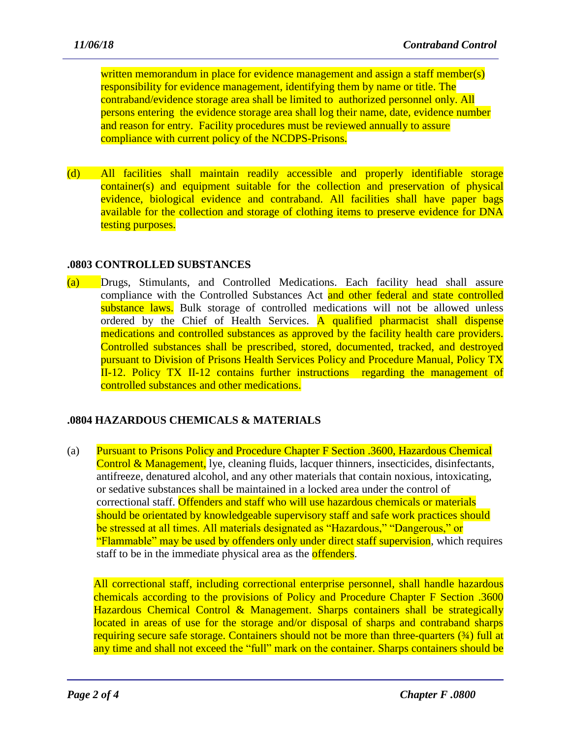written memorandum in place for evidence management and assign a staff member(s) responsibility for evidence management, identifying them by name or title. The contraband/evidence storage area shall be limited to authorized personnel only. All persons entering the evidence storage area shall log their name, date, evidence number and reason for entry. Facility procedures must be reviewed annually to assure compliance with current policy of the NCDPS-Prisons.

(d) All facilities shall maintain readily accessible and properly identifiable storage container(s) and equipment suitable for the collection and preservation of physical evidence, biological evidence and contraband. All facilities shall have paper bags available for the collection and storage of clothing items to preserve evidence for DNA testing purposes.

## .0803 CONTROLLED SUBSTANCES

(a) Drugs, Stimulants, and Controlled Medications. Each facility head shall assure compliance with the Controlled Substances Act and other federal and state controlled substance laws. Bulk storage of controlled medications will not be allowed unless ordered by the Chief of Health Services. A qualified pharmacist shall dispense medications and controlled substances as approved by the facility health care providers. Controlled substances shall be prescribed, stored, documented, tracked, and destroyed pursuant to Division of Prisons Health Services Policy and Procedure Manual, Policy TX II-12. Policy TX II-12 contains further instructions regarding the management of controlled substances and other medications.

## .0804 HAZARDOUS CHEMICALS & MATERIALS

(a) Pursuant to Prisons Policy and Procedure Chapter F Section .3600, Hazardous Chemical Control & Management, lye, cleaning fluids, lacquer thinners, insecticides, disinfectants, antifreeze, denatured alcohol, and any other materials that contain noxious, intoxicating, or sedative substances shall be maintained in a locked area under the control of correctional staff. Offenders and staff who will use hazardous chemicals or materials should be orientated by knowledgeable supervisory staff and safe work practices should be stressed at all times. All materials designated as "Hazardous," "Dangerous," or "Flammable" may be used by offenders only under direct staff supervision, which requires staff to be in the immediate physical area as the offenders.

All correctional staff, including correctional enterprise personnel, shall handle hazardous chemicals according to the provisions of Policy and Procedure Chapter F Section .3600 Hazardous Chemical Control & Management. Sharps containers shall be strategically located in areas of use for the storage and/or disposal of sharps and contraband sharps requiring secure safe storage. Containers should not be more than three-quarters (¾) full at any time and shall not exceed the "full" mark on the container. Sharps containers should be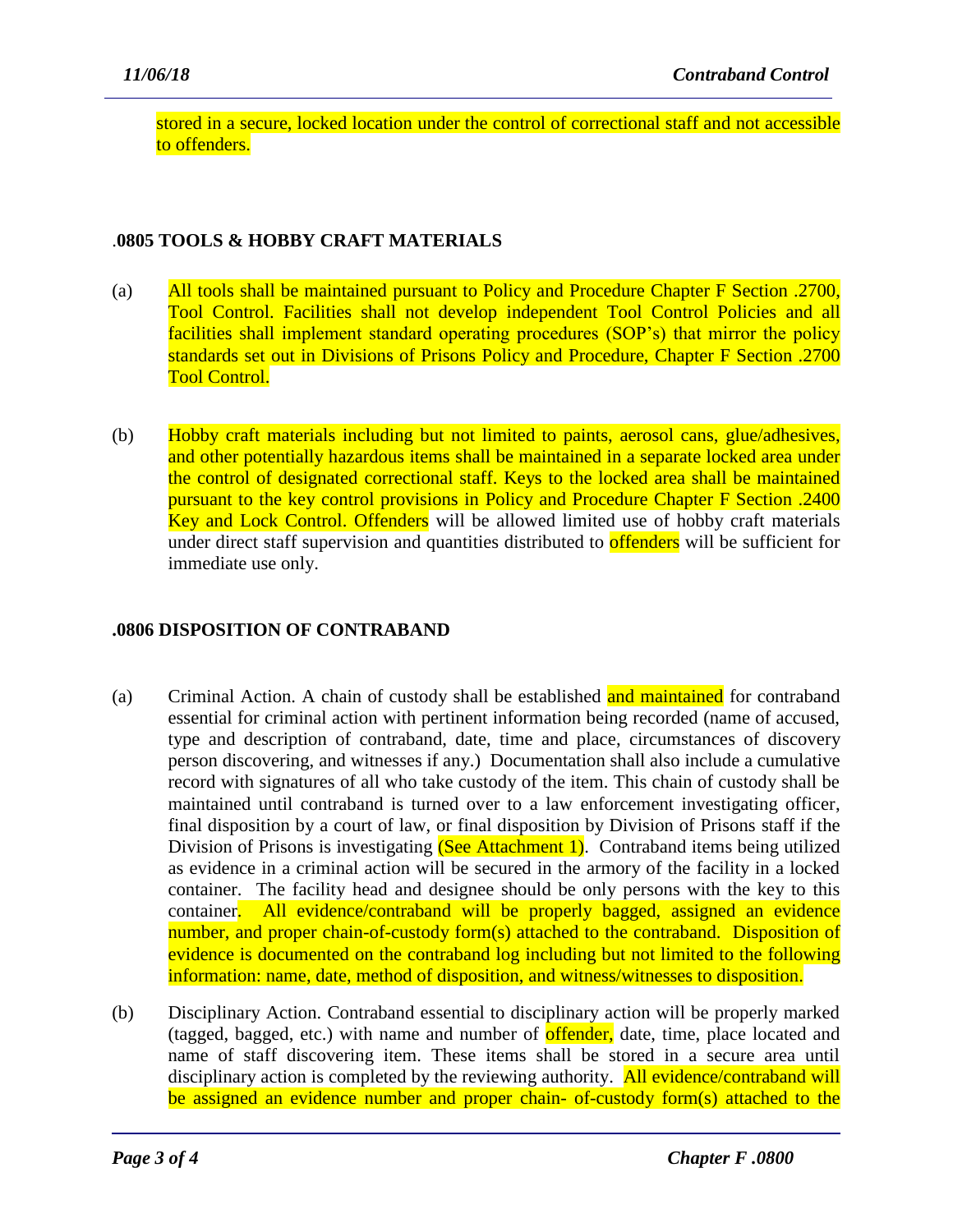stored in a secure, locked location under the control of correctional staff and not accessible to offenders.

### .0805 TOOLS & HOBBY CRAFT MATERIALS

(a) All tools shall be maintained pursuant to Policy and Procedure Chapter F Section .2700, Tool Control. Facilities shall not develop independent Tool Control Policies and all facilities shall implement standard operating procedures (SOP's) that mirror the policy standards set out in Divisions of Prisons Policy and Procedure, Chapter F Section .2700 Tool Control.

(b) Hobby craft materials including but not limited to paints, aerosol cans, glue/adhesives, and other potentially hazardous items shall be maintained in a separate locked area under the control of designated correctional staff. Keys to the locked area shall be maintained pursuant to the key control provisions in Policy and Procedure Chapter F Section .2400 Key and Lock Control. Offenders will be allowed limited use of hobby craft materials under direct staff supervision and quantities distributed to offenders will be sufficient for immediate use only.

### .0806 DISPOSITION OF CONTRABAND

(a) Criminal Action. A chain of custody shall be established and maintained for contraband essential for criminal action with pertinent information being recorded (name of accused, type and description of contraband, date, time and place, circumstances of discovery person discovering, and witnesses if any.) Documentation shall also include a cumulative record with signatures of all who take custody of the item. This chain of custody shall be maintained until contraband is turned over to a law enforcement investigating officer, final disposition by a court of law, or final disposition by Division of Prisons staff if the Division of Prisons is investigating (See Attachment 1). Contraband items being utilized as evidence in a criminal action will be secured in the armory of the facility in a locked container. The facility head and designee should be only persons with the key to this container. All evidence/contraband will be properly bagged, assigned an evidence number, and proper chain-of-custody form(s) attached to the contraband. Disposition of evidence is documented on the contraband log including but not limited to the following information: name, date, method of disposition, and witness/witnesses to disposition.

(b) Disciplinary Action. Contraband essential to disciplinary action will be properly marked (tagged, bagged, etc.) with name and number of offender, date, time, place located and name of staff discovering item. These items shall be stored in a secure area until disciplinary action is completed by the reviewing authority. All evidence/contraband will be assigned an evidence number and proper chain- of-custody form(s) attached to the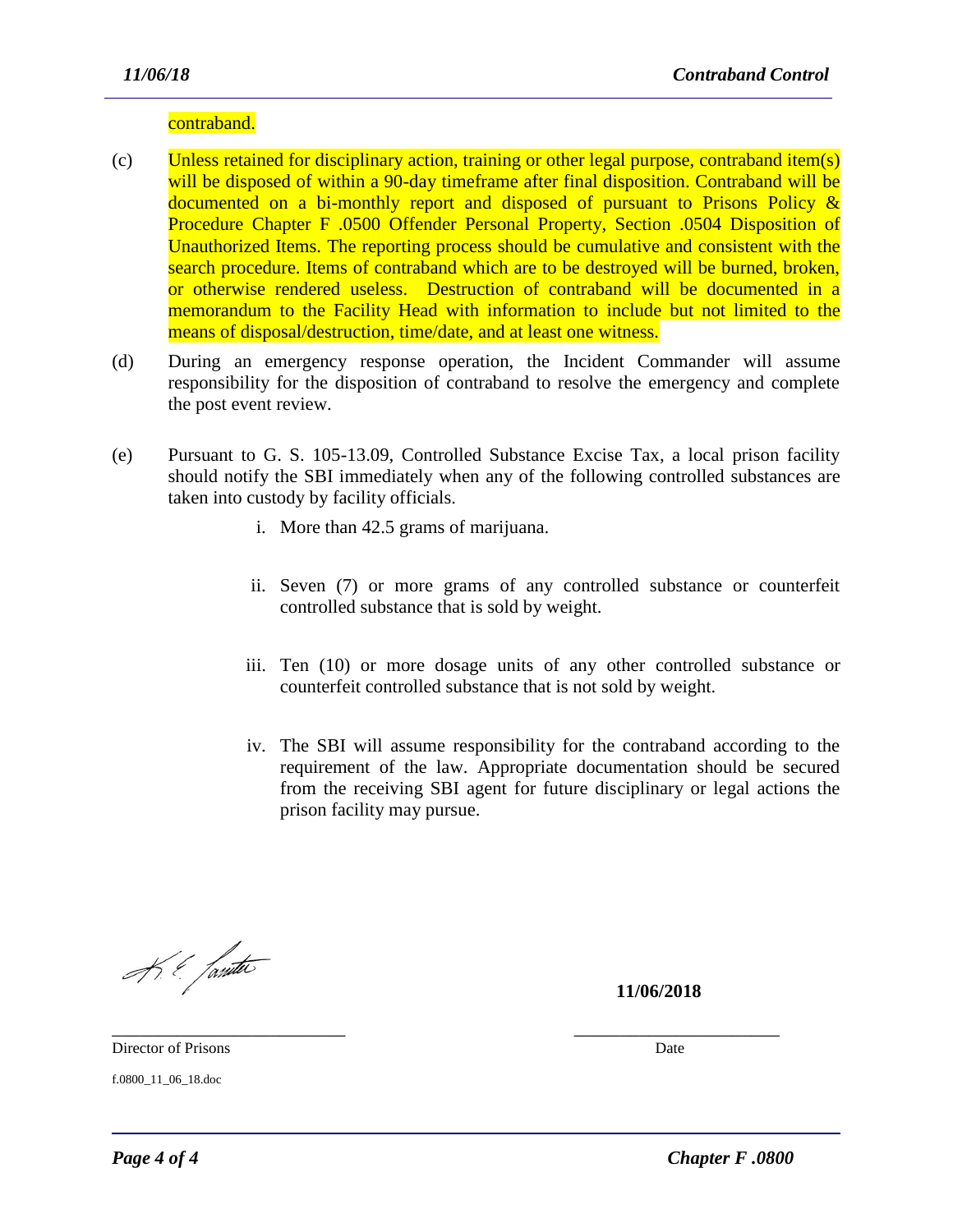contraband.

(c) Unless retained for disciplinary action, training or other legal purpose, contraband item(s) will be disposed of within a 90-day timeframe after final disposition. Contraband will be documented on a bi-monthly report and disposed of pursuant to Prisons Policy & Procedure Chapter F .0500 Offender Personal Property, Section .0504 Disposition of Unauthorized Items. The reporting process should be cumulative and consistent with the search procedure. Items of contraband which are to be destroyed will be burned, broken, or otherwise rendered useless. Destruction of contraband will be documented in a memorandum to the Facility Head with information to include but not limited to the means of disposal/destruction, time/date, and at least one witness.

(d) During an emergency response operation, the Incident Commander will assume responsibility for the disposition of contraband to resolve the emergency and complete the post event review.

(e) Pursuant to G. S. 105-13.09, Controlled Substance Excise Tax, a local prison facility should notify the SBI immediately when any of the following controlled substances are taken into custody by facility officials.

   i. More than 42.5 grams of marijuana.

   ii. Seven (7) or more grams of any controlled substance or counterfeit controlled substance that is sold by weight.

   iii. Ten (10) or more dosage units of any other controlled substance or counterfeit controlled substance that is not sold by weight.

   iv. The SBI will assume responsibility for the contraband according to the requirement of the law. Appropriate documentation should be secured from the receiving SBI agent for future disciplinary or legal actions the prison facility may pursue.

K. E. Lassiter

**11/06/2018**

\_\_\_\_\_\_\_\_\_\_\_\_\_\_\_\_\_\_\_\_\_\_\_\_\_\_\_ \_\_\_\_\_\_\_\_\_\_\_\_\_\_\_\_\_\_\_\_\_\_\_\_

Director of Prisons Date

f.0800_11_06_18.doc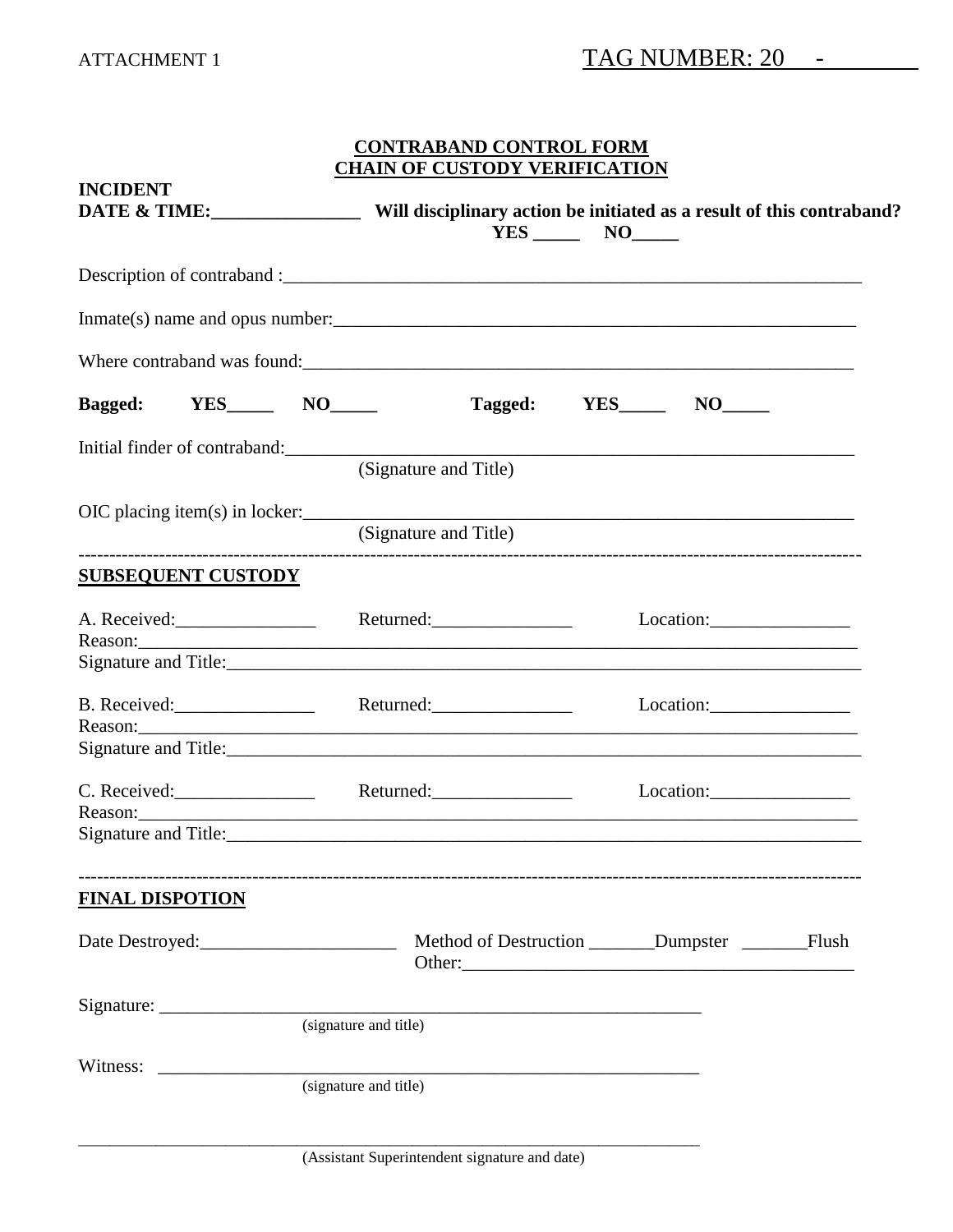ATTACHMENT 1

TAG NUMBER: 20 - 

## CONTRABAND CONTROL FORM
## CHAIN OF CUSTODY VERIFICATION

**INCIDENT DATE & TIME:_______________** **Will disciplinary action be initiated as a result of this contraband? YES _____ NO_____**

Description of contraband :_______________________________________________________________

Inmate(s) name and opus number:___________________________________________________________

Where contraband was found:_______________________________________________________________

**Bagged: YES_____ NO_____** **Tagged: YES_____ NO_____**

Initial finder of contraband:_________________________________________________________________
(Signature and Title)

OIC placing item(s) in locker:_______________________________________________________________
(Signature and Title)

---

**SUBSEQUENT CUSTODY**

A. Received:_______________ Returned:_______________ Location:_______________
Reason:_____________________________________________________________________________
Signature and Title:___________________________________________________________________

B. Received:_______________ Returned:_______________ Location:_______________
Reason:_____________________________________________________________________________
Signature and Title:___________________________________________________________________

C. Received:_______________ Returned:_______________ Location:_______________
Reason:_____________________________________________________________________________
Signature and Title:___________________________________________________________________

---

**FINAL DISPOTION**

Date Destroyed:_____________________ Method of Destruction _______Dumpster _______Flush
Other:__________________________________________

Signature: ____________________________________________________________
(signature and title)

Witness: ____________________________________________________________
(signature and title)

______________________________________________________________________
(Assistant Superintendent signature and date)